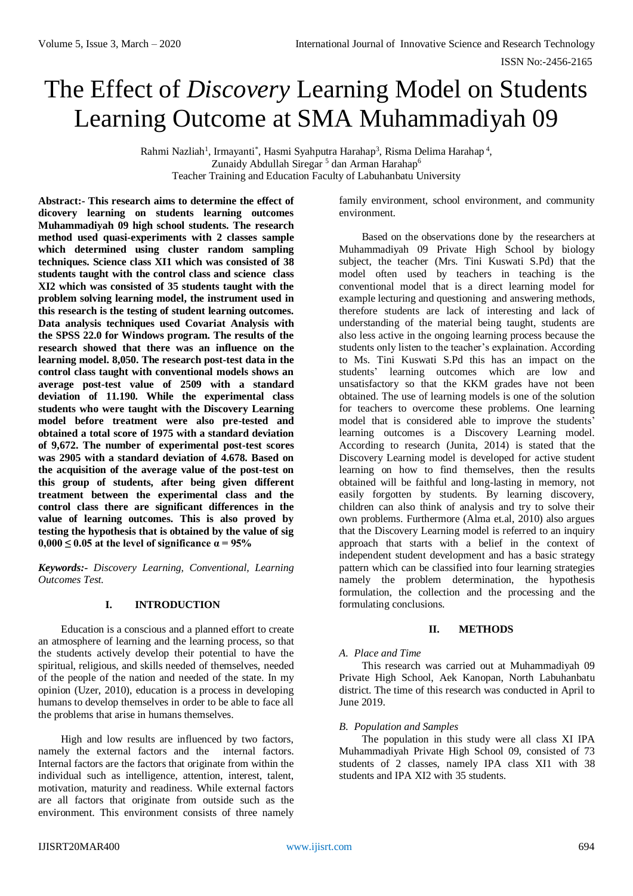# The Effect of *Discovery* Learning Model on Students Learning Outcome at SMA Muhammadiyah 09

Rahmi Nazliah[1], Irmayanti[*], Hasmi Syahputra Harahap[3], Risma Delima Harahap[4], Zunaidy Abdullah Siregar[5] dan Arman Harahap[6]
Teacher Training and Education Faculty of Labuhanbatu University

**Abstract:- This research aims to determine the effect of dicovery learning on students learning outcomes Muhammadiyah 09 high school students. The research method used quasi-experiments with 2 classes sample which determined using cluster random sampling techniques. Science class XI1 which was consisted of 38 students taught with the control class and science class XI2 which was consisted of 35 students taught with the problem solving learning model, the instrument used in this research is the testing of student learning outcomes. Data analysis techniques used Covariat Analysis with the SPSS 22.0 for Windows program. The results of the research showed that there was an influence on the learning model. 8,050. The research post-test data in the control class taught with conventional models shows an average post-test value of 2509 with a standard deviation of 11.190. While the experimental class students who were taught with the Discovery Learning model before treatment were also pre-tested and obtained a total score of 1975 with a standard deviation of 9,672. The number of experimental post-test scores was 2905 with a standard deviation of 4.678. Based on the acquisition of the average value of the post-test on this group of students, after being given different treatment between the experimental class and the control class there are significant differences in the value of learning outcomes. This is also proved by testing the hypothesis that is obtained by the value of sig 0,000 ≤ 0.05 at the level of significance α = 95%**

***Keywords:-*** *Discovery Learning, Conventional, Learning Outcomes Test.*

## I. INTRODUCTION

Education is a conscious and a planned effort to create an atmosphere of learning and the learning process, so that the students actively develop their potential to have the spiritual, religious, and skills needed of themselves, needed of the people of the nation and needed of the state. In my opinion (Uzer, 2010), education is a process in developing humans to develop themselves in order to be able to face all the problems that arise in humans themselves.

High and low results are influenced by two factors, namely the external factors and the internal factors. Internal factors are the factors that originate from within the individual such as intelligence, attention, interest, talent, motivation, maturity and readiness. While external factors are all factors that originate from outside such as the environment. This environment consists of three namely family environment, school environment, and community environment.

Based on the observations done by the researchers at Muhammadiyah 09 Private High School by biology subject, the teacher (Mrs. Tini Kuswati S.Pd) that the model often used by teachers in teaching is the conventional model that is a direct learning model for example lecturing and questioning and answering methods, therefore students are lack of interesting and lack of understanding of the material being taught, students are also less active in the ongoing learning process because the students only listen to the teacher's explaination. According to Ms. Tini Kuswati S.Pd this has an impact on the students' learning outcomes which are low and unsatisfactory so that the KKM grades have not been obtained. The use of learning models is one of the solution for teachers to overcome these problems. One learning model that is considered able to improve the students' learning outcomes is a Discovery Learning model. According to research (Junita, 2014) is stated that the Discovery Learning model is developed for active student learning on how to find themselves, then the results obtained will be faithful and long-lasting in memory, not easily forgotten by students. By learning discovery, children can also think of analysis and try to solve their own problems. Furthermore (Alma et.al, 2010) also argues that the Discovery Learning model is referred to an inquiry approach that starts with a belief in the context of independent student development and has a basic strategy pattern which can be classified into four learning strategies namely the problem determination, the hypothesis formulation, the collection and the processing and the formulating conclusions.

## II. METHODS

### *A. Place and Time*

This research was carried out at Muhammadiyah 09 Private High School, Aek Kanopan, North Labuhanbatu district. The time of this research was conducted in April to June 2019.

### *B. Population and Samples*

The population in this study were all class XI IPA Muhammadiyah Private High School 09, consisted of 73 students of 2 classes, namely IPA class XI1 with 38 students and IPA XI2 with 35 students.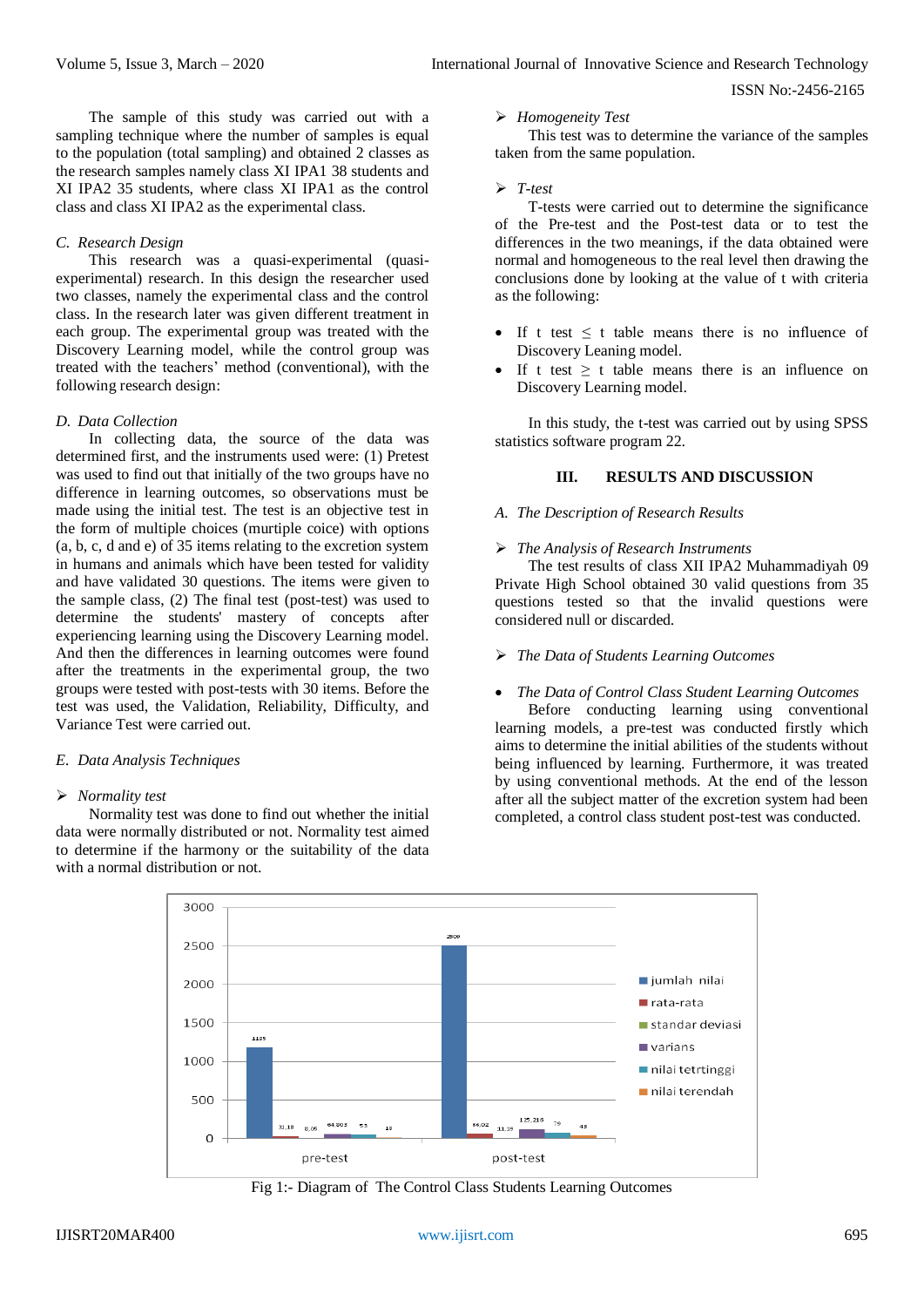The sample of this study was carried out with a sampling technique where the number of samples is equal to the population (total sampling) and obtained 2 classes as the research samples namely class XI IPA1 38 students and XI IPA2 35 students, where class XI IPA1 as the control class and class XI IPA2 as the experimental class.

### *C. Research Design*

This research was a quasi-experimental (quasi-experimental) research. In this design the researcher used two classes, namely the experimental class and the control class. In the research later was given different treatment in each group. The experimental group was treated with the Discovery Learning model, while the control group was treated with the teachers' method (conventional), with the following research design:

### *D. Data Collection*

In collecting data, the source of the data was determined first, and the instruments used were: (1) Pretest was used to find out that initially of the two groups have no difference in learning outcomes, so observations must be made using the initial test. The test is an objective test in the form of multiple choices (murtiple coice) with options (a, b, c, d and e) of 35 items relating to the excretion system in humans and animals which have been tested for validity and have validated 30 questions. The items were given to the sample class, (2) The final test (post-test) was used to determine the students' mastery of concepts after experiencing learning using the Discovery Learning model. And then the differences in learning outcomes were found after the treatments in the experimental group, the two groups were tested with post-tests with 30 items. Before the test was used, the Validation, Reliability, Difficulty, and Variance Test were carried out.

### *E. Data Analysis Techniques*

➢ *Normality test*

Normality test was done to find out whether the initial data were normally distributed or not. Normality test aimed to determine if the harmony or the suitability of the data with a normal distribution or not.

➢ *Homogeneity Test*

This test was to determine the variance of the samples taken from the same population.

➢ *T-test*

T-tests were carried out to determine the significance of the Pre-test and the Post-test data or to test the differences in the two meanings, if the data obtained were normal and homogeneous to the real level then drawing the conclusions done by looking at the value of t with criteria as the following:

- If t test ≤ t table means there is no influence of Discovery Leaning model.
- If t test ≥ t table means there is an influence on Discovery Learning model.

In this study, the t-test was carried out by using SPSS statistics software program 22.

## III. RESULTS AND DISCUSSION

### *A. The Description of Research Results*

➢ *The Analysis of Research Instruments*

The test results of class XII IPA2 Muhammadiyah 09 Private High School obtained 30 valid questions from 35 questions tested so that the invalid questions were considered null or discarded.

➢ *The Data of Students Learning Outcomes*

- *The Data of Control Class Student Learning Outcomes*

Before conducting learning using conventional learning models, a pre-test was conducted firstly which aims to determine the initial abilities of the students without being influenced by learning. Furthermore, it was treated by using conventional methods. At the end of the lesson after all the subject matter of the excretion system had been completed, a control class student post-test was conducted.

| | jumlah nilai | rata-rata | standar deviasi | varians | nilai tetrtinggi | nilai terendah |
|---|---|---|---|---|---|---|
| pre-test | 1185 | 31,18 | 8,05 | 64,803 | 53 | 13 |
| post-test | 2509 | 66,02 | 11,19 | 125,216 | 79 | 43 |

Fig 1:- Diagram of The Control Class Students Learning Outcomes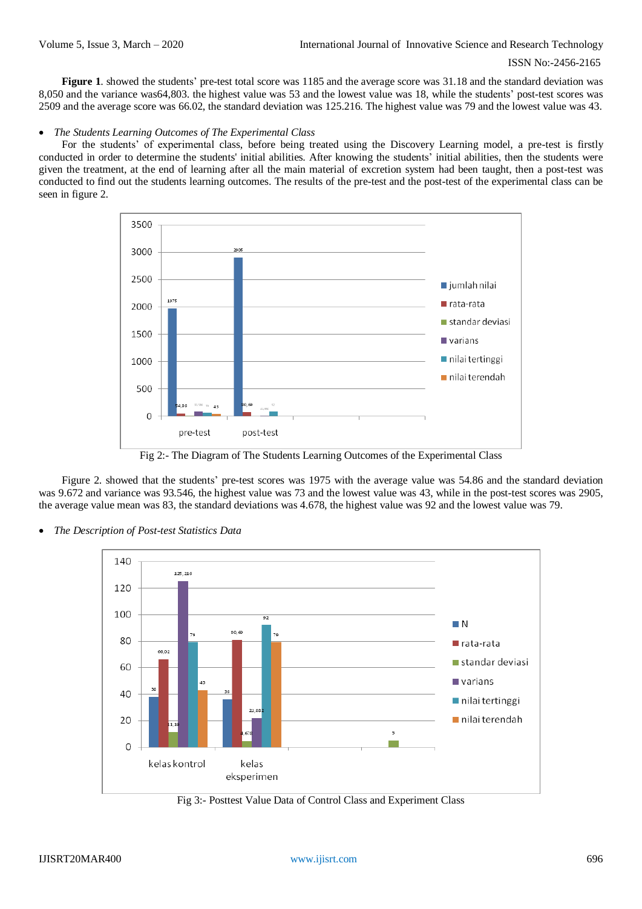**Figure 1**. showed the students' pre-test total score was 1185 and the average score was 31.18 and the standard deviation was 8,050 and the variance was64,803. the highest value was 53 and the lowest value was 18, while the students' post-test scores was 2509 and the average score was 66.02, the standard deviation was 125.216. The highest value was 79 and the lowest value was 43.

- *The Students Learning Outcomes of The Experimental Class*

For the students' of experimental class, before being treated using the Discovery Learning model, a pre-test is firstly conducted in order to determine the students' initial abilities. After knowing the students' initial abilities, then the students were given the treatment, at the end of learning after all the main material of excretion system had been taught, then a post-test was conducted to find out the students learning outcomes. The results of the pre-test and the post-test of the experimental class can be seen in figure 2.

Fig 2:- The Diagram of The Students Learning Outcomes of the Experimental Class

Figure 2. showed that the students' pre-test scores was 1975 with the average value was 54.86 and the standard deviation was 9.672 and variance was 93.546, the highest value was 73 and the lowest value was 43, while in the post-test scores was 2905, the average value mean was 83, the standard deviations was 4.678, the highest value was 92 and the lowest value was 79.

- *The Description of Post-test Statistics Data*

Fig 3:- Posttest Value Data of Control Class and Experiment Class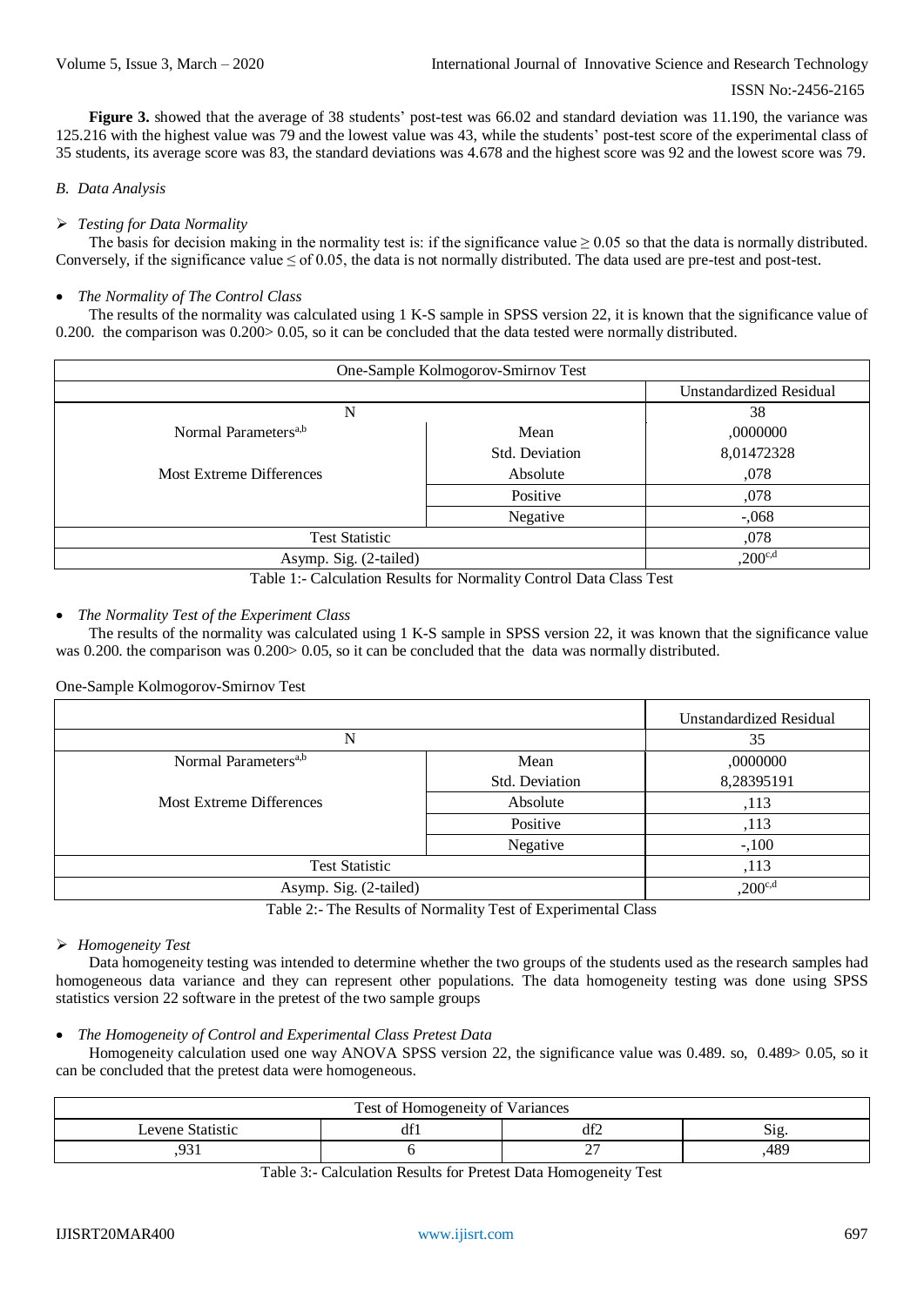**Figure 3.** showed that the average of 38 students' post-test was 66.02 and standard deviation was 11.190, the variance was 125.216 with the highest value was 79 and the lowest value was 43, while the students' post-test score of the experimental class of 35 students, its average score was 83, the standard deviations was 4.678 and the highest score was 92 and the lowest score was 79.

*B. Data Analysis*

➢ *Testing for Data Normality*

The basis for decision making in the normality test is: if the significance value ≥ 0.05 so that the data is normally distributed. Conversely, if the significance value ≤ of 0.05, the data is not normally distributed. The data used are pre-test and post-test.

- *The Normality of The Control Class*

The results of the normality was calculated using 1 K-S sample in SPSS version 22, it is known that the significance value of 0.200. the comparison was 0.200> 0.05, so it can be concluded that the data tested were normally distributed.

| One-Sample Kolmogorov-Smirnov Test | | |
|---|---|---|
| | | Unstandardized Residual |
| N | | 38 |
| Normal Parameters[a,b] | Mean | ,0000000 |
| | Std. Deviation | 8,01472328 |
| Most Extreme Differences | Absolute | ,078 |
| | Positive | ,078 |
| | Negative | -,068 |
| Test Statistic | | ,078 |
| Asymp. Sig. (2-tailed) | | ,200[c,d] |

Table 1:- Calculation Results for Normality Control Data Class Test

- *The Normality Test of the Experiment Class*

The results of the normality was calculated using 1 K-S sample in SPSS version 22, it was known that the significance value was 0.200. the comparison was 0.200> 0.05, so it can be concluded that the data was normally distributed.

One-Sample Kolmogorov-Smirnov Test

| | | Unstandardized Residual |
|---|---|---|
| N | | 35 |
| Normal Parameters[a,b] | Mean | ,0000000 |
| | Std. Deviation | 8,28395191 |
| Most Extreme Differences | Absolute | ,113 |
| | Positive | ,113 |
| | Negative | -,100 |
| Test Statistic | | ,113 |
| Asymp. Sig. (2-tailed) | | ,200[c,d] |

Table 2:- The Results of Normality Test of Experimental Class

➢ *Homogeneity Test*

Data homogeneity testing was intended to determine whether the two groups of the students used as the research samples had homogeneous data variance and they can represent other populations. The data homogeneity testing was done using SPSS statistics version 22 software in the pretest of the two sample groups

- *The Homogeneity of Control and Experimental Class Pretest Data*

Homogeneity calculation used one way ANOVA SPSS version 22, the significance value was 0.489. so, 0.489> 0.05, so it can be concluded that the pretest data were homogeneous.

| Test of Homogeneity of Variances | | | |
|---|---|---|---|
| Levene Statistic | df1 | df2 | Sig. |
| ,931 | 6 | 27 | ,489 |

Table 3:- Calculation Results for Pretest Data Homogeneity Test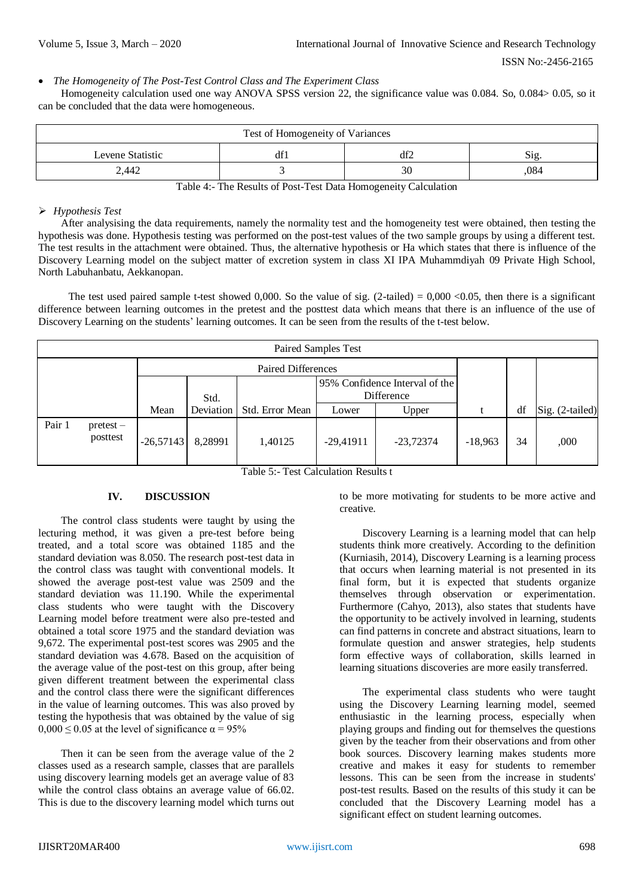- *The Homogeneity of The Post-Test Control Class and The Experiment Class*

Homogeneity calculation used one way ANOVA SPSS version 22, the significance value was 0.084. So, 0.084> 0.05, so it can be concluded that the data were homogeneous.

| Test of Homogeneity of Variances | | | |
|---|---|---|---|
| Levene Statistic | df1 | df2 | Sig. |
| 2,442 | 3 | 30 | ,084 |

Table 4:- The Results of Post-Test Data Homogeneity Calculation

- *Hypothesis Test*

After analysising the data requirements, namely the normality test and the homogeneity test were obtained, then testing the hypothesis was done. Hypothesis testing was performed on the post-test values of the two sample groups by using a different test. The test results in the attachment were obtained. Thus, the alternative hypothesis or Ha which states that there is influence of the Discovery Learning model on the subject matter of excretion system in class XI IPA Muhammdiyah 09 Private High School, North Labuhanbatu, Aekkanopan.

The test used paired sample t-test showed 0,000. So the value of sig. (2-tailed) = 0,000 <0.05, then there is a significant difference between learning outcomes in the pretest and the posttest data which means that there is an influence of the use of Discovery Learning on the students' learning outcomes. It can be seen from the results of the t-test below.

| Paired Samples Test | | | | | | | | | |
|---|---|---|---|---|---|---|---|---|---|
| | | Paired Differences | | | | | | | |
| | | Mean | Std. Deviation | Std. Error Mean | 95% Confidence Interval of the Difference Lower | Upper | t | df | Sig. (2-tailed) |
| Pair 1 | pretest – posttest | -26,57143 | 8,28991 | 1,40125 | -29,41911 | -23,72374 | -18,963 | 34 | ,000 |

Table 5:- Test Calculation Results t

## IV. DISCUSSION

The control class students were taught by using the lecturing method, it was given a pre-test before being treated, and a total score was obtained 1185 and the standard deviation was 8.050. The research post-test data in the control class was taught with conventional models. It showed the average post-test value was 2509 and the standard deviation was 11.190. While the experimental class students who were taught with the Discovery Learning model before treatment were also pre-tested and obtained a total score 1975 and the standard deviation was 9,672. The experimental post-test scores was 2905 and the standard deviation was 4.678. Based on the acquisition of the average value of the post-test on this group, after being given different treatment between the experimental class and the control class there were the significant differences in the value of learning outcomes. This was also proved by testing the hypothesis that was obtained by the value of sig $0,000 \leq 0.05$ at the level of significance $\alpha = 95\%$

Then it can be seen from the average value of the 2 classes used as a research sample, classes that are parallels using discovery learning models get an average value of 83 while the control class obtains an average value of 66.02. This is due to the discovery learning model which turns out to be more motivating for students to be more active and creative.

Discovery Learning is a learning model that can help students think more creatively. According to the definition (Kurniasih, 2014), Discovery Learning is a learning process that occurs when learning material is not presented in its final form, but it is expected that students organize themselves through observation or experimentation. Furthermore (Cahyo, 2013), also states that students have the opportunity to be actively involved in learning, students can find patterns in concrete and abstract situations, learn to formulate question and answer strategies, help students form effective ways of collaboration, skills learned in learning situations discoveries are more easily transferred.

The experimental class students who were taught using the Discovery Learning learning model, seemed enthusiastic in the learning process, especially when playing groups and finding out for themselves the questions given by the teacher from their observations and from other book sources. Discovery learning makes students more creative and makes it easy for students to remember lessons. This can be seen from the increase in students' post-test results. Based on the results of this study it can be concluded that the Discovery Learning model has a significant effect on student learning outcomes.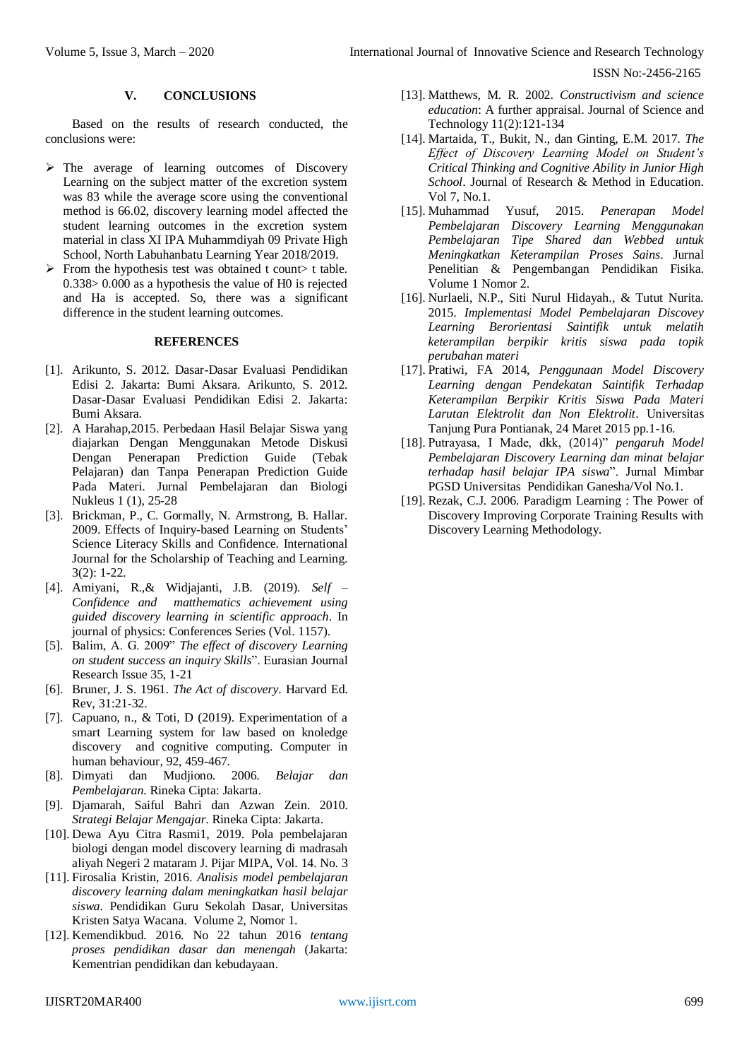## V. CONCLUSIONS

Based on the results of research conducted, the conclusions were:

- The average of learning outcomes of Discovery Learning on the subject matter of the excretion system was 83 while the average score using the conventional method is 66.02, discovery learning model affected the student learning outcomes in the excretion system material in class XI IPA Muhammdiyah 09 Private High School, North Labuhanbatu Learning Year 2018/2019.
- From the hypothesis test was obtained t count> t table. 0.338> 0.000 as a hypothesis the value of H0 is rejected and Ha is accepted. So, there was a significant difference in the student learning outcomes.

## REFERENCES

[1]. Arikunto, S. 2012. Dasar-Dasar Evaluasi Pendidikan Edisi 2. Jakarta: Bumi Aksara. Arikunto, S. 2012. Dasar-Dasar Evaluasi Pendidikan Edisi 2. Jakarta: Bumi Aksara.

[2]. A Harahap,2015. Perbedaan Hasil Belajar Siswa yang diajarkan Dengan Menggunakan Metode Diskusi Dengan Penerapan Prediction Guide (Tebak Pelajaran) dan Tanpa Penerapan Prediction Guide Pada Materi. Jurnal Pembelajaran dan Biologi Nukleus 1 (1), 25-28

[3]. Brickman, P., C. Gormally, N. Armstrong, B. Hallar. 2009. Effects of Inquiry-based Learning on Students' Science Literacy Skills and Confidence. International Journal for the Scholarship of Teaching and Learning. 3(2): 1-22.

[4]. Amiyani, R.,& Widjajanti, J.B. (2019). *Self – Confidence and matthematics achievement using guided discovery learning in scientific approach*. In journal of physics: Conferences Series (Vol. 1157).

[5]. Balim, A. G. 2009" *The effect of discovery Learning on student success an inquiry Skills*". Eurasian Journal Research Issue 35, 1-21

[6]. Bruner, J. S. 1961. *The Act of discovery*. Harvard Ed. Rev, 31:21-32.

[7]. Capuano, n., & Toti, D (2019). Experimentation of a smart Learning system for law based on knoledge discovery and cognitive computing. Computer in human behaviour, 92, 459-467.

[8]. Dimyati dan Mudjiono. 2006. *Belajar dan Pembelajaran.* Rineka Cipta: Jakarta.

[9]. Djamarah, Saiful Bahri dan Azwan Zein. 2010. *Strategi Belajar Mengajar.* Rineka Cipta: Jakarta.

[10]. Dewa Ayu Citra Rasmi1, 2019. Pola pembelajaran biologi dengan model discovery learning di madrasah aliyah Negeri 2 mataram J. Pijar MIPA, Vol. 14. No. 3

[11]. Firosalia Kristin, 2016. *Analisis model pembelajaran discovery learning dalam meningkatkan hasil belajar siswa*. Pendidikan Guru Sekolah Dasar, Universitas Kristen Satya Wacana. Volume 2, Nomor 1.

[12]. Kemendikbud. 2016. No 22 tahun 2016 *tentang proses pendidikan dasar dan menengah* (Jakarta: Kementrian pendidikan dan kebudayaan.

[13]. Matthews, M. R. 2002. *Constructivism and science education*: A further appraisal. Journal of Science and Technology 11(2):121-134

[14]. Martaida, T., Bukit, N., dan Ginting, E.M. 2017. *The Effect of Discovery Learning Model on Student's Critical Thinking and Cognitive Ability in Junior High School*. Journal of Research & Method in Education. Vol 7, No.1.

[15]. Muhammad Yusuf, 2015. *Penerapan Model Pembelajaran Discovery Learning Menggunakan Pembelajaran Tipe Shared dan Webbed untuk Meningkatkan Keterampilan Proses Sains*. Jurnal Penelitian & Pengembangan Pendidikan Fisika. Volume 1 Nomor 2.

[16]. Nurlaeli, N.P., Siti Nurul Hidayah., & Tutut Nurita. 2015. *Implementasi Model Pembelajaran Discovey Learning Berorientasi Saintifik untuk melatih keterampilan berpikir kritis siswa pada topik perubahan materi*

[17]. Pratiwi, FA 2014, *Penggunaan Model Discovery Learning dengan Pendekatan Saintifik Terhadap Keterampilan Berpikir Kritis Siswa Pada Materi Larutan Elektrolit dan Non Elektrolit*. Universitas Tanjung Pura Pontianak, 24 Maret 2015 pp.1-16.

[18]. Putrayasa, I Made, dkk, (2014)" *pengaruh Model Pembelajaran Discovery Learning dan minat belajar terhadap hasil belajar IPA siswa*". Jurnal Mimbar PGSD Universitas Pendidikan Ganesha/Vol No.1.

[19]. Rezak, C.J. 2006. Paradigm Learning : The Power of Discovery Improving Corporate Training Results with Discovery Learning Methodology.